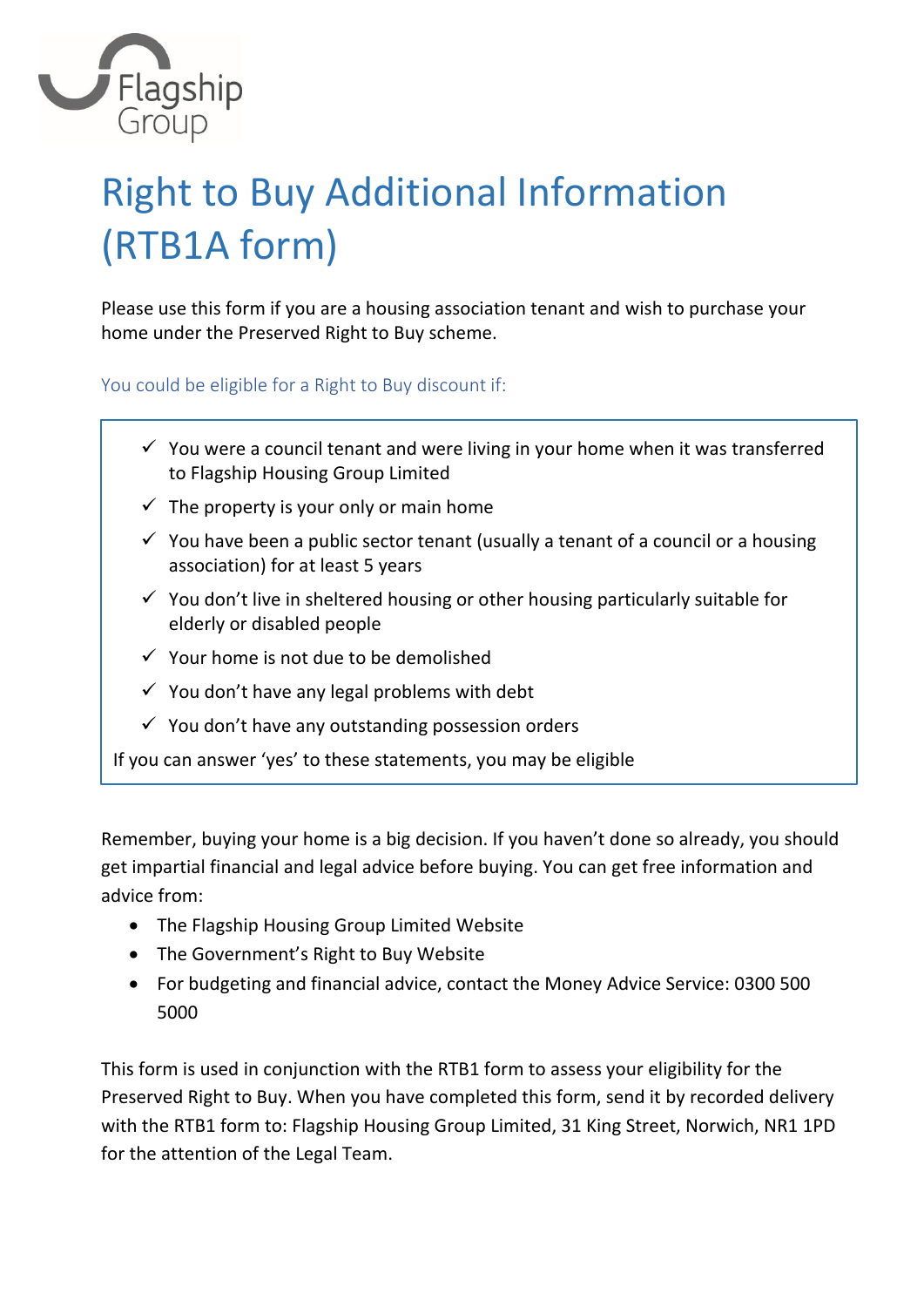Flagship Group

# Right to Buy Additional Information (RTB1A form)

Please use this form if you are a housing association tenant and wish to purchase your home under the Preserved Right to Buy scheme.

## You could be eligible for a Right to Buy discount if:

- ✓ You were a council tenant and were living in your home when it was transferred to Flagship Housing Group Limited
- ✓ The property is your only or main home
- ✓ You have been a public sector tenant (usually a tenant of a council or a housing association) for at least 5 years
- ✓ You don't live in sheltered housing or other housing particularly suitable for elderly or disabled people
- ✓ Your home is not due to be demolished
- ✓ You don't have any legal problems with debt
- ✓ You don't have any outstanding possession orders

If you can answer 'yes' to these statements, you may be eligible

Remember, buying your home is a big decision. If you haven't done so already, you should get impartial financial and legal advice before buying. You can get free information and advice from:

- The Flagship Housing Group Limited Website
- The Government's Right to Buy Website
- For budgeting and financial advice, contact the Money Advice Service: 0300 500 5000

This form is used in conjunction with the RTB1 form to assess your eligibility for the Preserved Right to Buy. When you have completed this form, send it by recorded delivery with the RTB1 form to: Flagship Housing Group Limited, 31 King Street, Norwich, NR1 1PD for the attention of the Legal Team.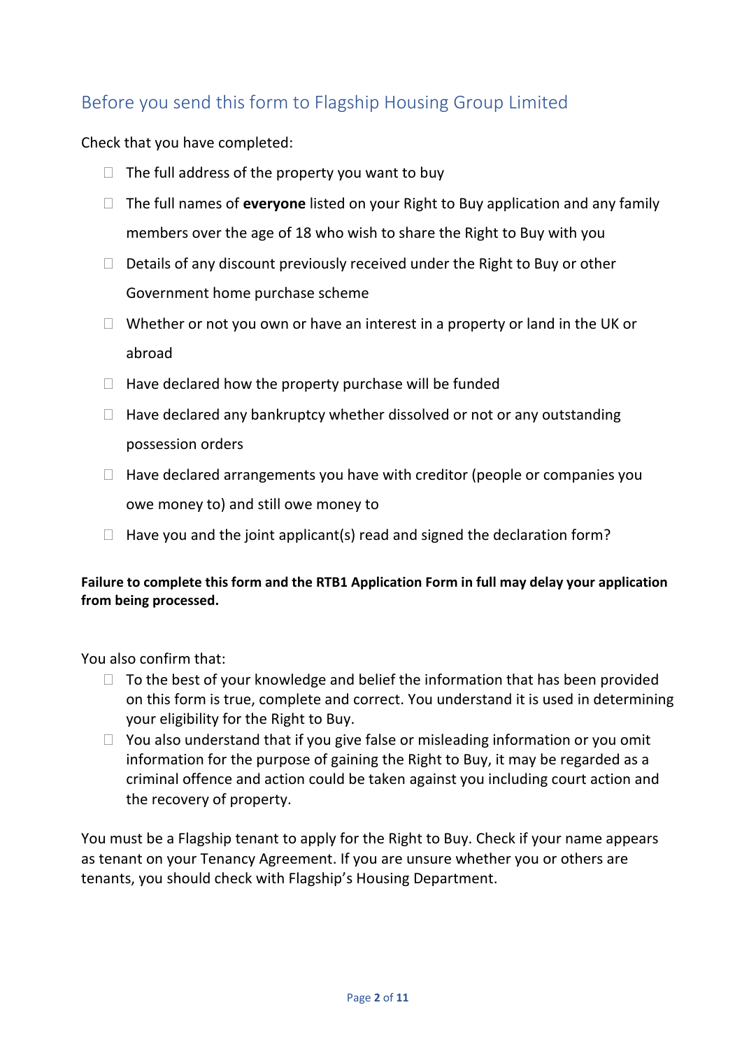## Before you send this form to Flagship Housing Group Limited

Check that you have completed:

- ☐ The full address of the property you want to buy
- ☐ The full names of **everyone** listed on your Right to Buy application and any family members over the age of 18 who wish to share the Right to Buy with you
- ☐ Details of any discount previously received under the Right to Buy or other Government home purchase scheme
- ☐ Whether or not you own or have an interest in a property or land in the UK or abroad
- ☐ Have declared how the property purchase will be funded
- ☐ Have declared any bankruptcy whether dissolved or not or any outstanding possession orders
- ☐ Have declared arrangements you have with creditor (people or companies you owe money to) and still owe money to
- ☐ Have you and the joint applicant(s) read and signed the declaration form?

**Failure to complete this form and the RTB1 Application Form in full may delay your application from being processed.**

You also confirm that:

- ☐ To the best of your knowledge and belief the information that has been provided on this form is true, complete and correct. You understand it is used in determining your eligibility for the Right to Buy.
- ☐ You also understand that if you give false or misleading information or you omit information for the purpose of gaining the Right to Buy, it may be regarded as a criminal offence and action could be taken against you including court action and the recovery of property.

You must be a Flagship tenant to apply for the Right to Buy. Check if your name appears as tenant on your Tenancy Agreement. If you are unsure whether you or others are tenants, you should check with Flagship's Housing Department.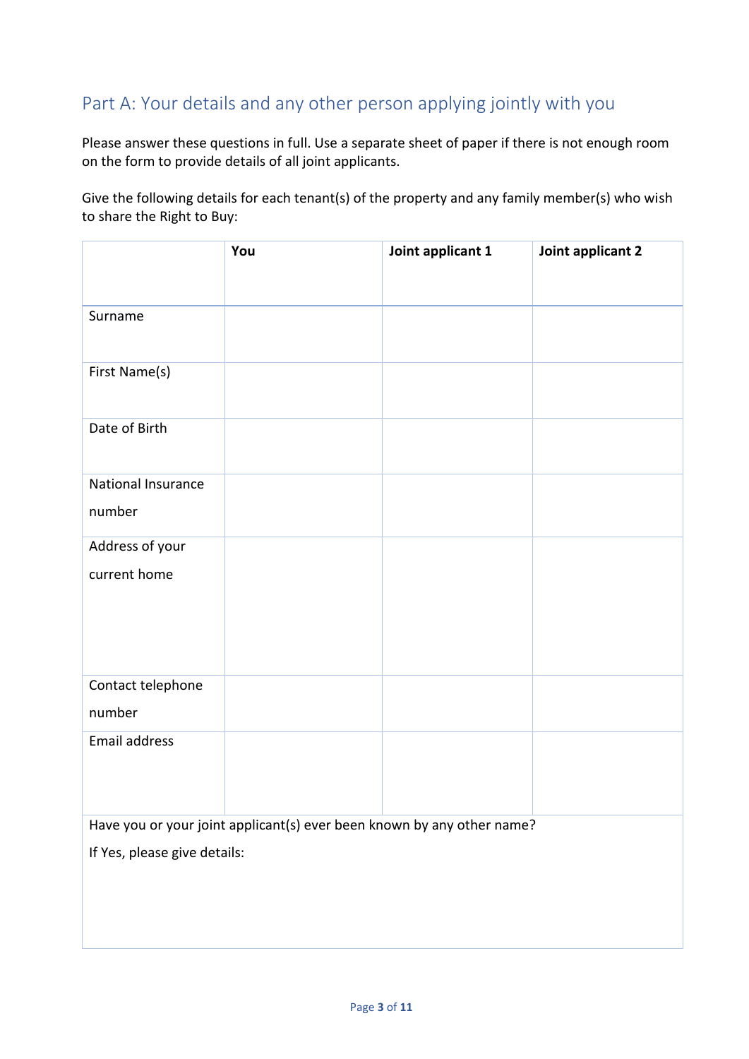## Part A: Your details and any other person applying jointly with you

Please answer these questions in full. Use a separate sheet of paper if there is not enough room on the form to provide details of all joint applicants.

Give the following details for each tenant(s) of the property and any family member(s) who wish to share the Right to Buy:

| | **You** | **Joint applicant 1** | **Joint applicant 2** |
|---|---|---|---|
| Surname | | | |
| First Name(s) | | | |
| Date of Birth | | | |
| National Insurance number | | | |
| Address of your current home | | | |
| Contact telephone number | | | |
| Email address | | | |
| Have you or your joint applicant(s) ever been known by any other name? If Yes, please give details: | | | |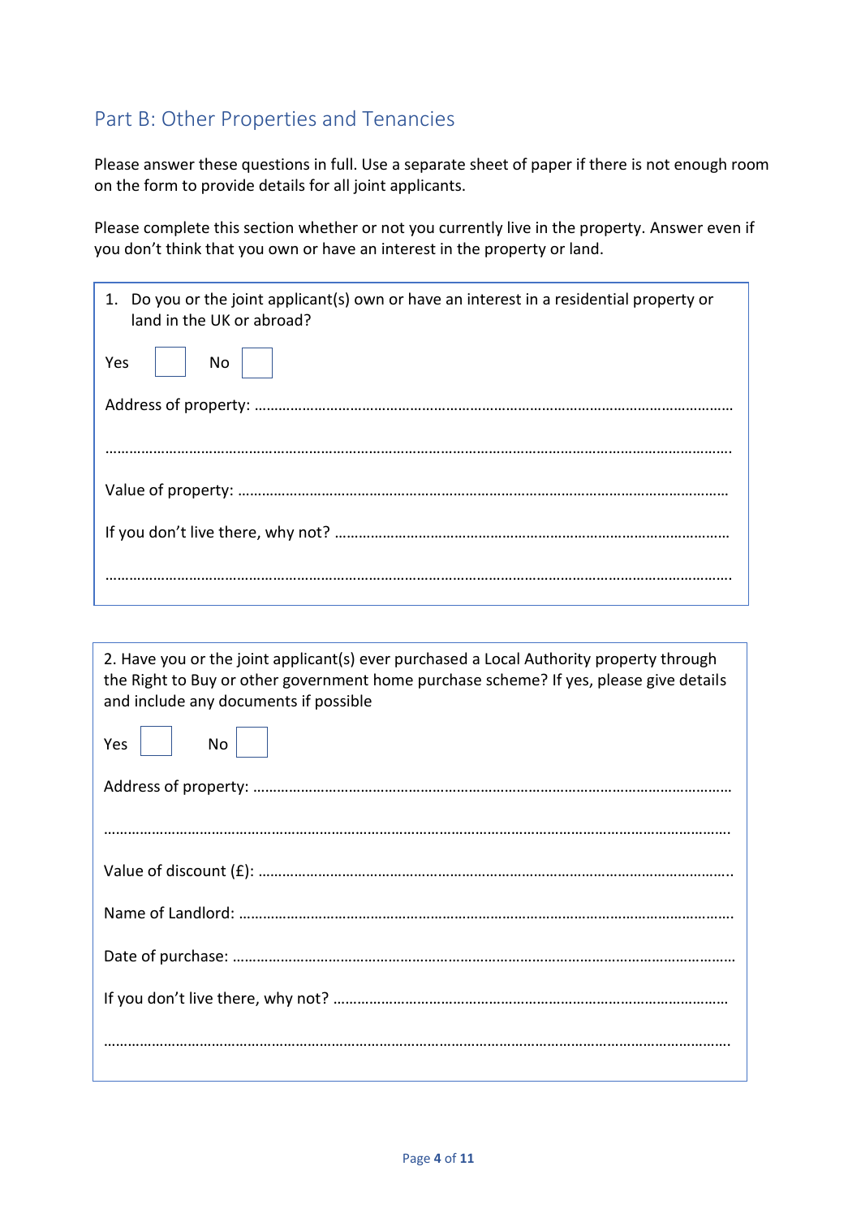## Part B: Other Properties and Tenancies

Please answer these questions in full. Use a separate sheet of paper if there is not enough room on the form to provide details for all joint applicants.

Please complete this section whether or not you currently live in the property. Answer even if you don't think that you own or have an interest in the property or land.

1. Do you or the joint applicant(s) own or have an interest in a residential property or land in the UK or abroad?

Yes ☐ No ☐

Address of property: ……………………………………………………………………………………………………………

……………………………………………………………………………………………………………………………………………

Value of property: ……………………………………………………………………………………………………………

If you don't live there, why not? ………………………………………………………………………………………

……………………………………………………………………………………………………………………………………………

2. Have you or the joint applicant(s) ever purchased a Local Authority property through the Right to Buy or other government home purchase scheme? If yes, please give details and include any documents if possible

Yes ☐ No ☐

Address of property: ……………………………………………………………………………………………………………

……………………………………………………………………………………………………………………………………………

Value of discount (£): ……………………………………………………………………………………………………………

Name of Landlord: ……………………………………………………………………………………………………………

Date of purchase: ……………………………………………………………………………………………………………

If you don't live there, why not? ………………………………………………………………………………………

……………………………………………………………………………………………………………………………………………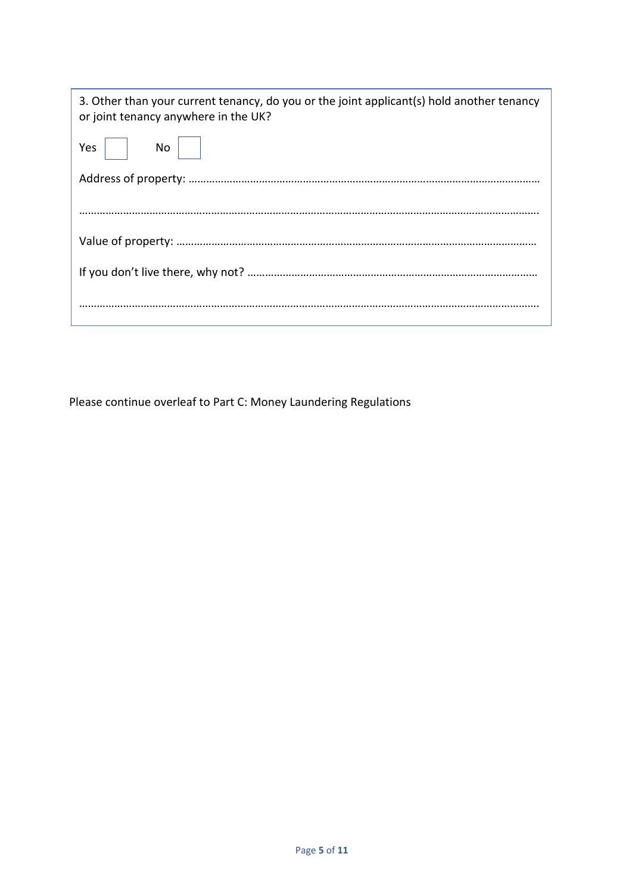3. Other than your current tenancy, do you or the joint applicant(s) hold another tenancy or joint tenancy anywhere in the UK?

Yes ☐ No ☐

Address of property: ………………………………………………………………………………………………………………

……………………………………………………………………………………………………………………………………………

Value of property: …………………………………………………………………………………………………………

If you don't live there, why not? ……………………………………………………………………………………

……………………………………………………………………………………………………………………………………………

Please continue overleaf to Part C: Money Laundering Regulations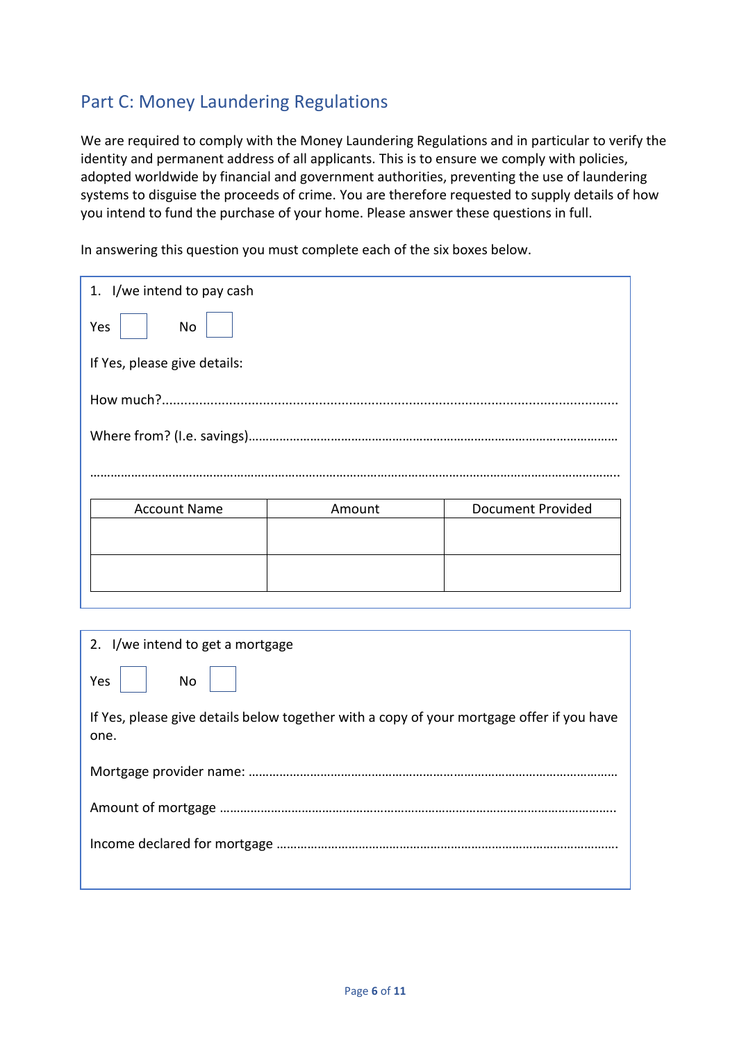## Part C: Money Laundering Regulations

We are required to comply with the Money Laundering Regulations and in particular to verify the identity and permanent address of all applicants. This is to ensure we comply with policies, adopted worldwide by financial and government authorities, preventing the use of laundering systems to disguise the proceeds of crime. You are therefore requested to supply details of how you intend to fund the purchase of your home. Please answer these questions in full.

In answering this question you must complete each of the six boxes below.

1. I/we intend to pay cash

Yes ☐ No ☐

If Yes, please give details:

How much?............................................................................................................................

Where from? (I.e. savings)......................................................................................................

.................................................................................................................................................

| Account Name | Amount | Document Provided |
|---|---|---|
| | | |
| | | |

2. I/we intend to get a mortgage

Yes ☐ No ☐

If Yes, please give details below together with a copy of your mortgage offer if you have one.

Mortgage provider name: ......................................................................................................

Amount of mortgage ..............................................................................................................

Income declared for mortgage ...............................................................................................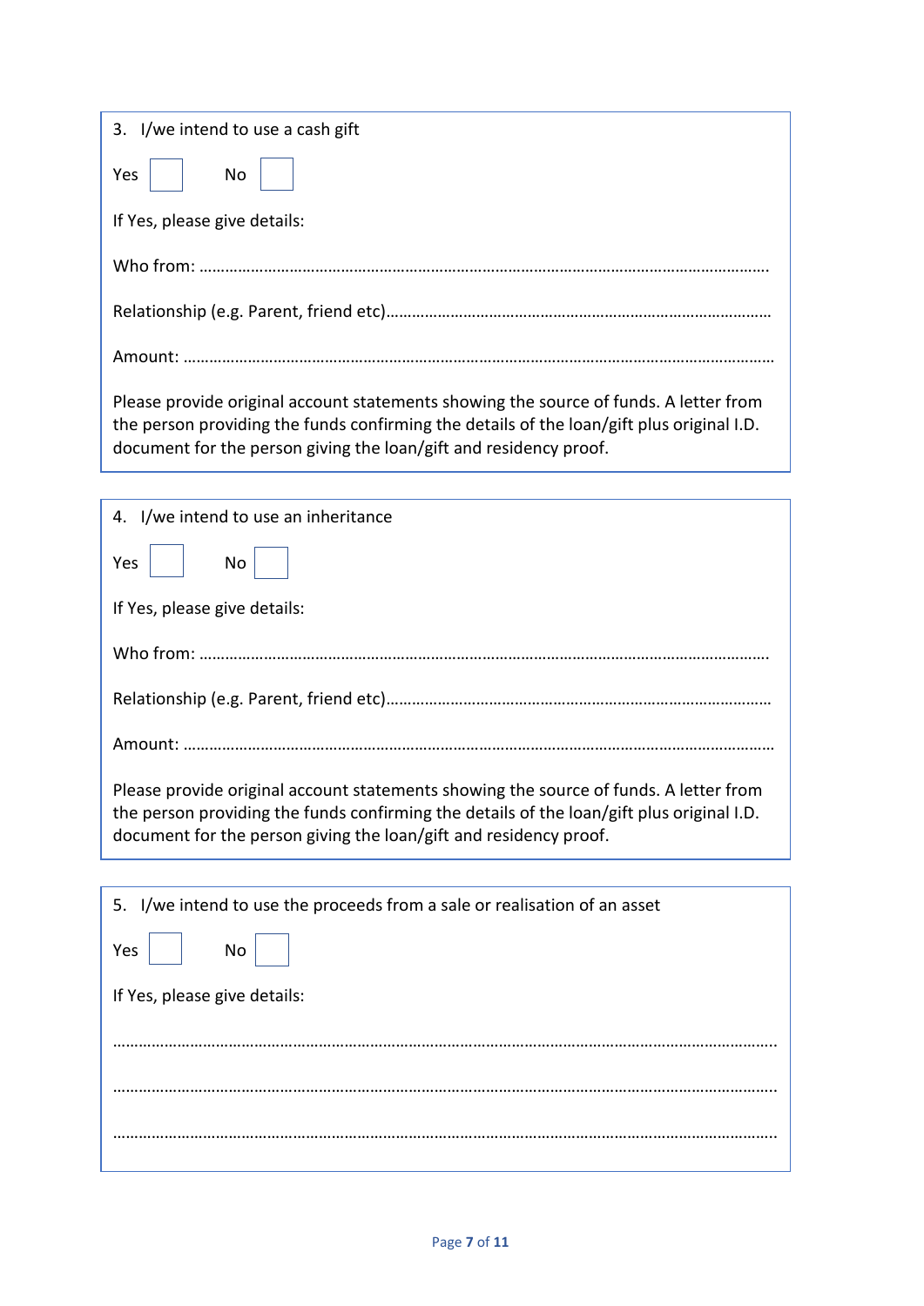3. I/we intend to use a cash gift

Yes ☐ No ☐

If Yes, please give details:

Who from: ……………………………………………………………………………………………………………………….

Relationship (e.g. Parent, friend etc)……………………………………………………………………………

Amount: ……………………………………………………………………………………………………………………………

Please provide original account statements showing the source of funds. A letter from the person providing the funds confirming the details of the loan/gift plus original I.D. document for the person giving the loan/gift and residency proof.

4. I/we intend to use an inheritance

Yes ☐ No ☐

If Yes, please give details:

Who from: ……………………………………………………………………………………………………………………….

Relationship (e.g. Parent, friend etc)……………………………………………………………………………

Amount: ……………………………………………………………………………………………………………………………

Please provide original account statements showing the source of funds. A letter from the person providing the funds confirming the details of the loan/gift plus original I.D. document for the person giving the loan/gift and residency proof.

5. I/we intend to use the proceeds from a sale or realisation of an asset

Yes ☐ No ☐

If Yes, please give details:

………………………………………………………………………………………………………………………………………

………………………………………………………………………………………………………………………………………

………………………………………………………………………………………………………………………………………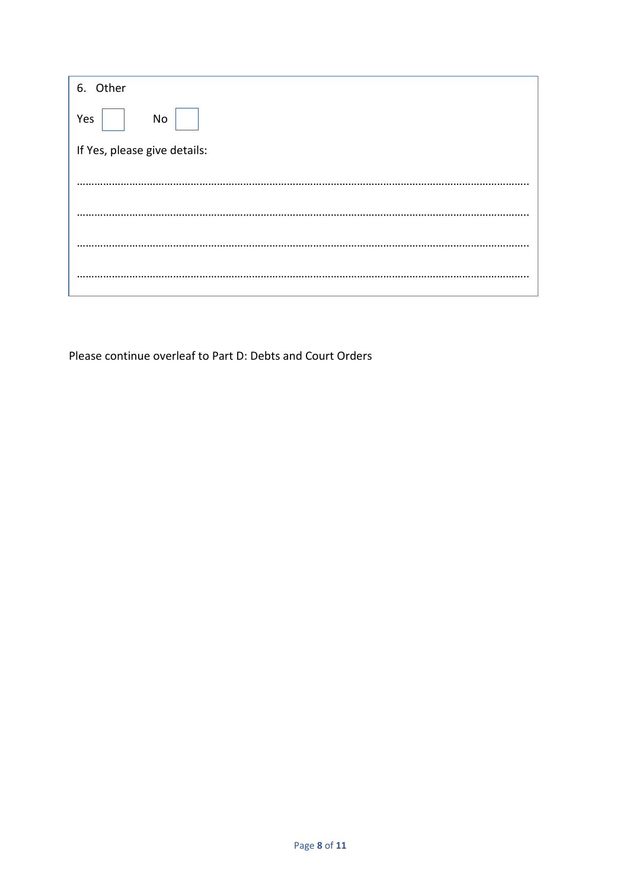6. Other

Yes ☐ No ☐

If Yes, please give details:

…………………………………………………………………………………………………………………………………………

…………………………………………………………………………………………………………………………………………

…………………………………………………………………………………………………………………………………………

…………………………………………………………………………………………………………………………………………

Please continue overleaf to Part D: Debts and Court Orders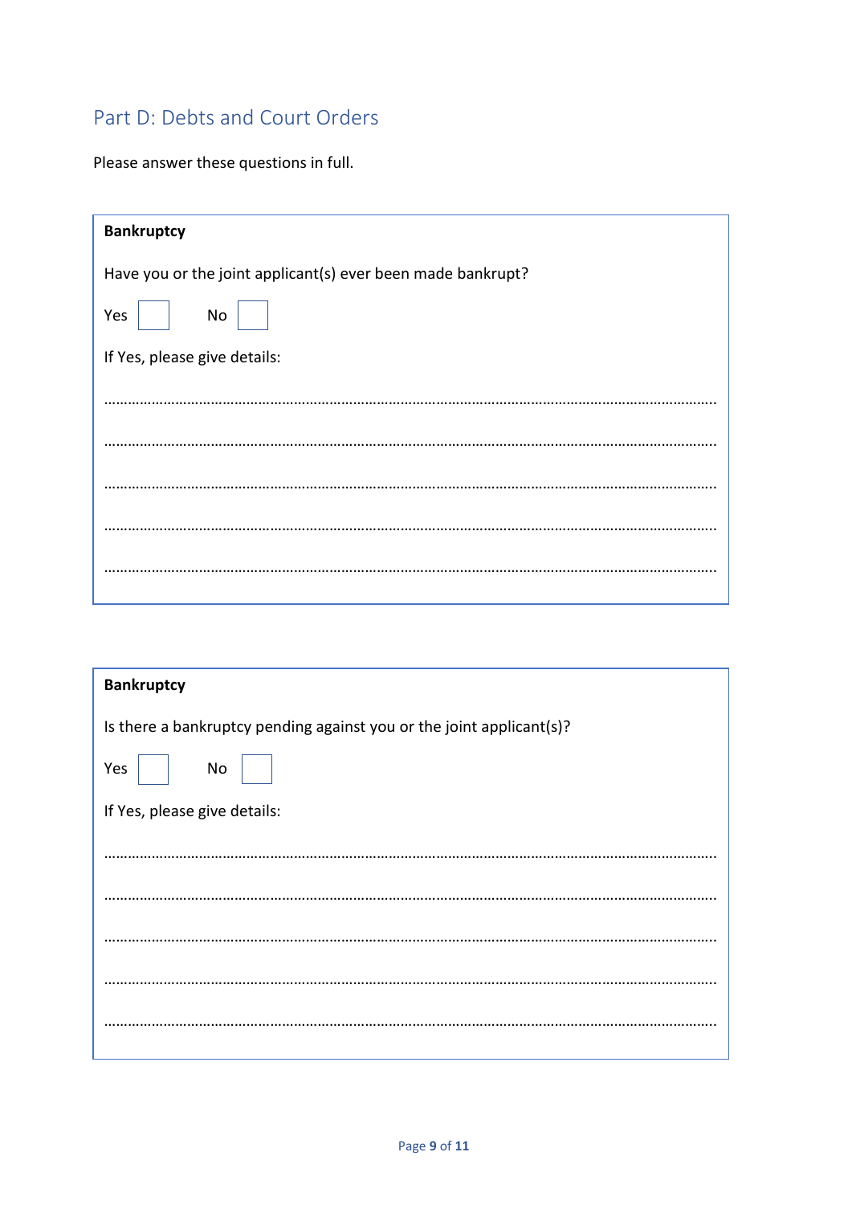## Part D: Debts and Court Orders

Please answer these questions in full.

**Bankruptcy**

Have you or the joint applicant(s) ever been made bankrupt?

Yes ☐ No ☐

If Yes, please give details:

………………………………………………………………………………………………………………………………………

………………………………………………………………………………………………………………………………………

………………………………………………………………………………………………………………………………………

………………………………………………………………………………………………………………………………………

………………………………………………………………………………………………………………………………………

**Bankruptcy**

Is there a bankruptcy pending against you or the joint applicant(s)?

Yes ☐ No ☐

If Yes, please give details:

………………………………………………………………………………………………………………………………………

………………………………………………………………………………………………………………………………………

………………………………………………………………………………………………………………………………………

………………………………………………………………………………………………………………………………………

………………………………………………………………………………………………………………………………………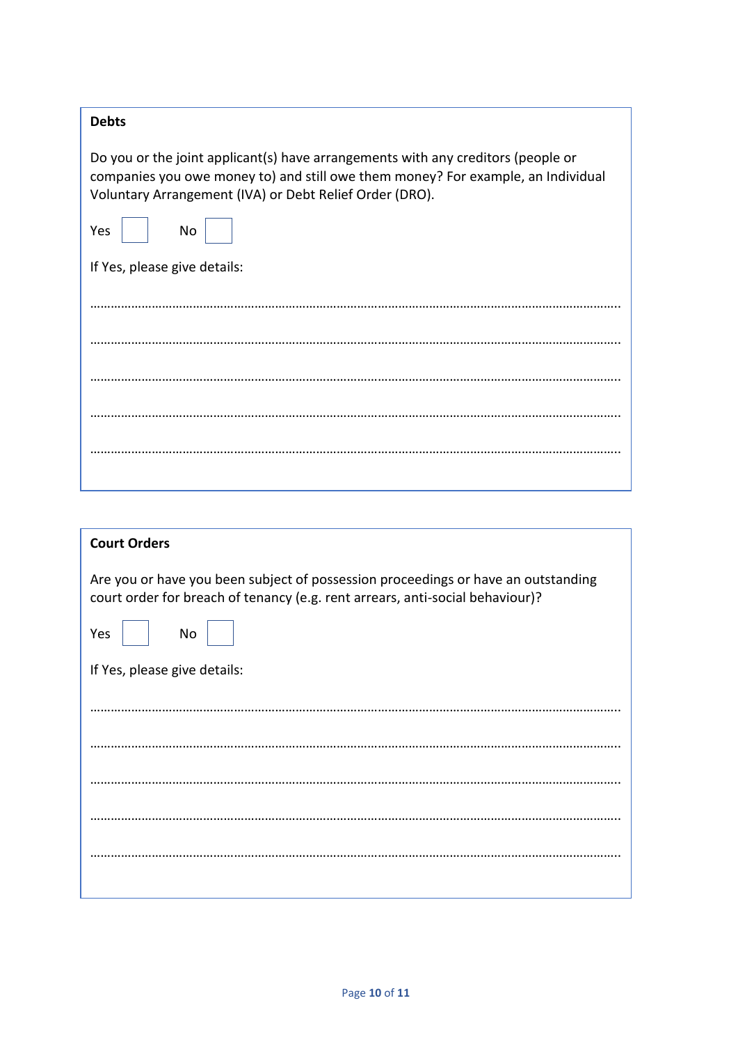**Debts**

Do you or the joint applicant(s) have arrangements with any creditors (people or companies you owe money to) and still owe them money? For example, an Individual Voluntary Arrangement (IVA) or Debt Relief Order (DRO).

Yes ☐ No ☐

If Yes, please give details:

…………………………………………………………………………………………………………………………………………

…………………………………………………………………………………………………………………………………………

…………………………………………………………………………………………………………………………………………

…………………………………………………………………………………………………………………………………………

…………………………………………………………………………………………………………………………………………

**Court Orders**

Are you or have you been subject of possession proceedings or have an outstanding court order for breach of tenancy (e.g. rent arrears, anti-social behaviour)?

Yes ☐ No ☐

If Yes, please give details:

…………………………………………………………………………………………………………………………………………

…………………………………………………………………………………………………………………………………………

…………………………………………………………………………………………………………………………………………

…………………………………………………………………………………………………………………………………………

…………………………………………………………………………………………………………………………………………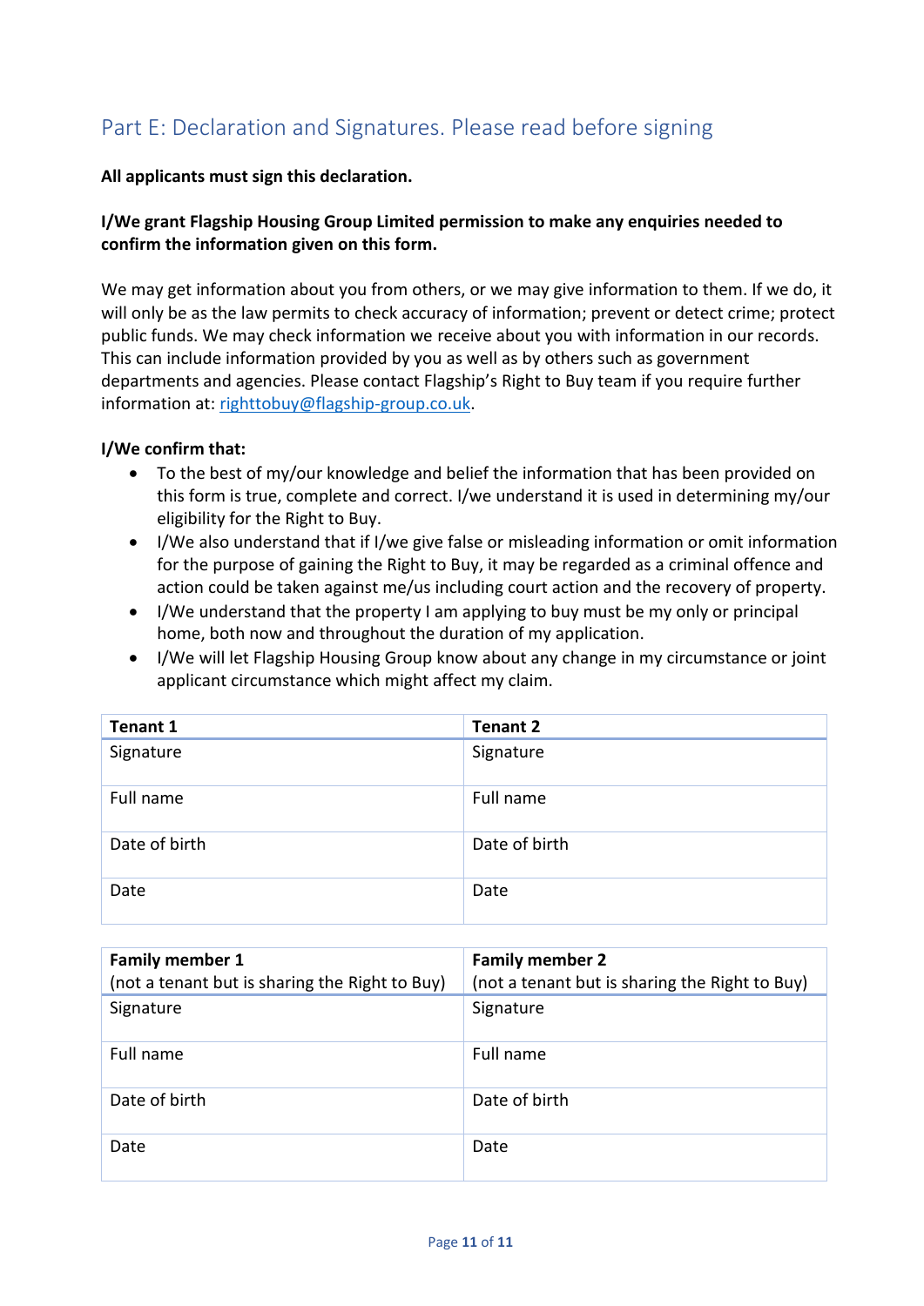## Part E: Declaration and Signatures. Please read before signing

**All applicants must sign this declaration.**

**I/We grant Flagship Housing Group Limited permission to make any enquiries needed to confirm the information given on this form.**

We may get information about you from others, or we may give information to them. If we do, it will only be as the law permits to check accuracy of information; prevent or detect crime; protect public funds. We may check information we receive about you with information in our records. This can include information provided by you as well as by others such as government departments and agencies. Please contact Flagship's Right to Buy team if you require further information at: righttobuy@flagship-group.co.uk.

**I/We confirm that:**

- To the best of my/our knowledge and belief the information that has been provided on this form is true, complete and correct. I/we understand it is used in determining my/our eligibility for the Right to Buy.
- I/We also understand that if I/we give false or misleading information or omit information for the purpose of gaining the Right to Buy, it may be regarded as a criminal offence and action could be taken against me/us including court action and the recovery of property.
- I/We understand that the property I am applying to buy must be my only or principal home, both now and throughout the duration of my application.
- I/We will let Flagship Housing Group know about any change in my circumstance or joint applicant circumstance which might affect my claim.

| **Tenant 1** | **Tenant 2** |
|---|---|
| Signature | Signature |
| Full name | Full name |
| Date of birth | Date of birth |
| Date | Date |

| **Family member 1** (not a tenant but is sharing the Right to Buy) | **Family member 2** (not a tenant but is sharing the Right to Buy) |
|---|---|
| Signature | Signature |
| Full name | Full name |
| Date of birth | Date of birth |
| Date | Date |